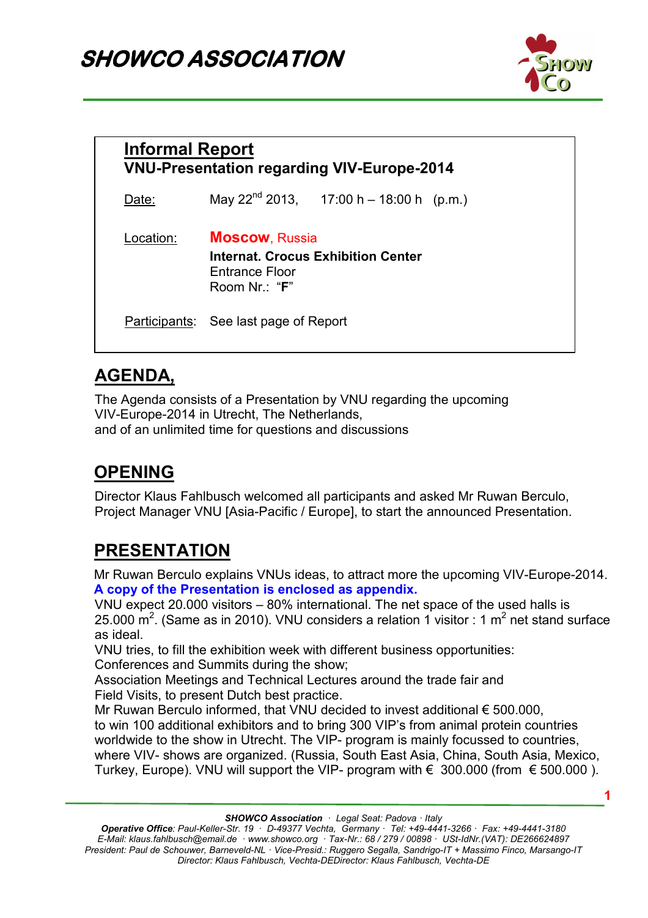# SHOWCO ASSOCIATION

**Informal Report**
**VNU-Presentation regarding VIV-Europe-2014**

Date: May 22nd 2013, 17:00 h – 18:00 h (p.m.)

Location: **Moscow**, Russia
**Internat. Crocus Exhibition Center**
Entrance Floor
Room Nr.: "**F**"

Participants: See last page of Report

## AGENDA,

The Agenda consists of a Presentation by VNU regarding the upcoming VIV-Europe-2014 in Utrecht, The Netherlands,
and of an unlimited time for questions and discussions

## OPENING

Director Klaus Fahlbusch welcomed all participants and asked Mr Ruwan Berculo, Project Manager VNU [Asia-Pacific / Europe], to start the announced Presentation.

## PRESENTATION

Mr Ruwan Berculo explains VNUs ideas, to attract more the upcoming VIV-Europe-2014.
**A copy of the Presentation is enclosed as appendix.**
VNU expect 20.000 visitors – 80% international. The net space of the used halls is 25.000 $m^2$. (Same as in 2010). VNU considers a relation 1 visitor : 1 $m^2$ net stand surface as ideal.
VNU tries, to fill the exhibition week with different business opportunities:
Conferences and Summits during the show;
Association Meetings and Technical Lectures around the trade fair and
Field Visits, to present Dutch best practice.
Mr Ruwan Berculo informed, that VNU decided to invest additional € 500.000, to win 100 additional exhibitors and to bring 300 VIP's from animal protein countries worldwide to the show in Utrecht. The VIP- program is mainly focussed to countries, where VIV- shows are organized. (Russia, South East Asia, China, South Asia, Mexico, Turkey, Europe). VNU will support the VIP- program with € 300.000 (from € 500.000 ).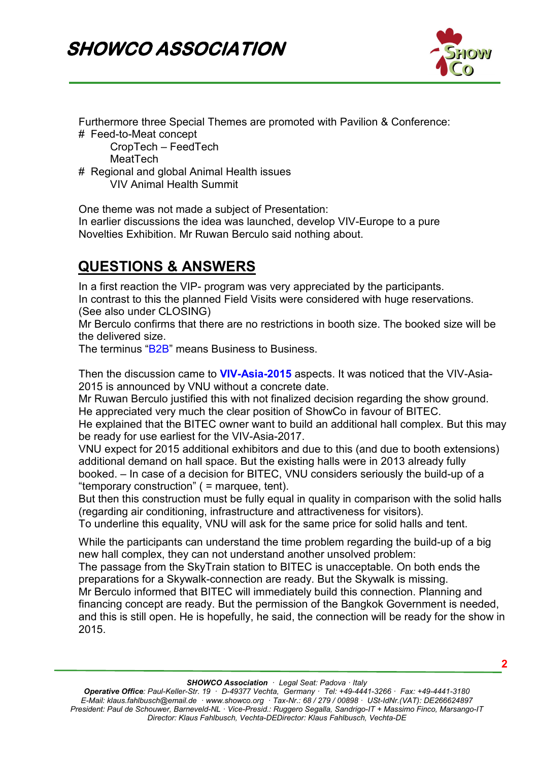Furthermore three Special Themes are promoted with Pavilion & Conference:

# Feed-to-Meat concept
 CropTech – FeedTech
 MeatTech
# Regional and global Animal Health issues
 VIV Animal Health Summit

One theme was not made a subject of Presentation:
In earlier discussions the idea was launched, develop VIV-Europe to a pure Novelties Exhibition. Mr Ruwan Berculo said nothing about.

## QUESTIONS & ANSWERS

In a first reaction the VIP- program was very appreciated by the participants.
In contrast to this the planned Field Visits were considered with huge reservations. (See also under CLOSING)
Mr Berculo confirms that there are no restrictions in booth size. The booked size will be the delivered size.
The terminus "B2B" means Business to Business.

Then the discussion came to **VIV-Asia-2015** aspects. It was noticed that the VIV-Asia-2015 is announced by VNU without a concrete date.
Mr Ruwan Berculo justified this with not finalized decision regarding the show ground. He appreciated very much the clear position of ShowCo in favour of BITEC.
He explained that the BITEC owner want to build an additional hall complex. But this may be ready for use earliest for the VIV-Asia-2017.
VNU expect for 2015 additional exhibitors and due to this (and due to booth extensions) additional demand on hall space. But the existing halls were in 2013 already fully booked. – In case of a decision for BITEC, VNU considers seriously the build-up of a "temporary construction" ( = marquee, tent).
But then this construction must be fully equal in quality in comparison with the solid halls (regarding air conditioning, infrastructure and attractiveness for visitors).
To underline this equality, VNU will ask for the same price for solid halls and tent.

While the participants can understand the time problem regarding the build-up of a big new hall complex, they can not understand another unsolved problem:
The passage from the SkyTrain station to BITEC is unacceptable. On both ends the preparations for a Skywalk-connection are ready. But the Skywalk is missing.
Mr Berculo informed that BITEC will immediately build this connection. Planning and financing concept are ready. But the permission of the Bangkok Government is needed, and this is still open. He is hopefully, he said, the connection will be ready for the show in 2015.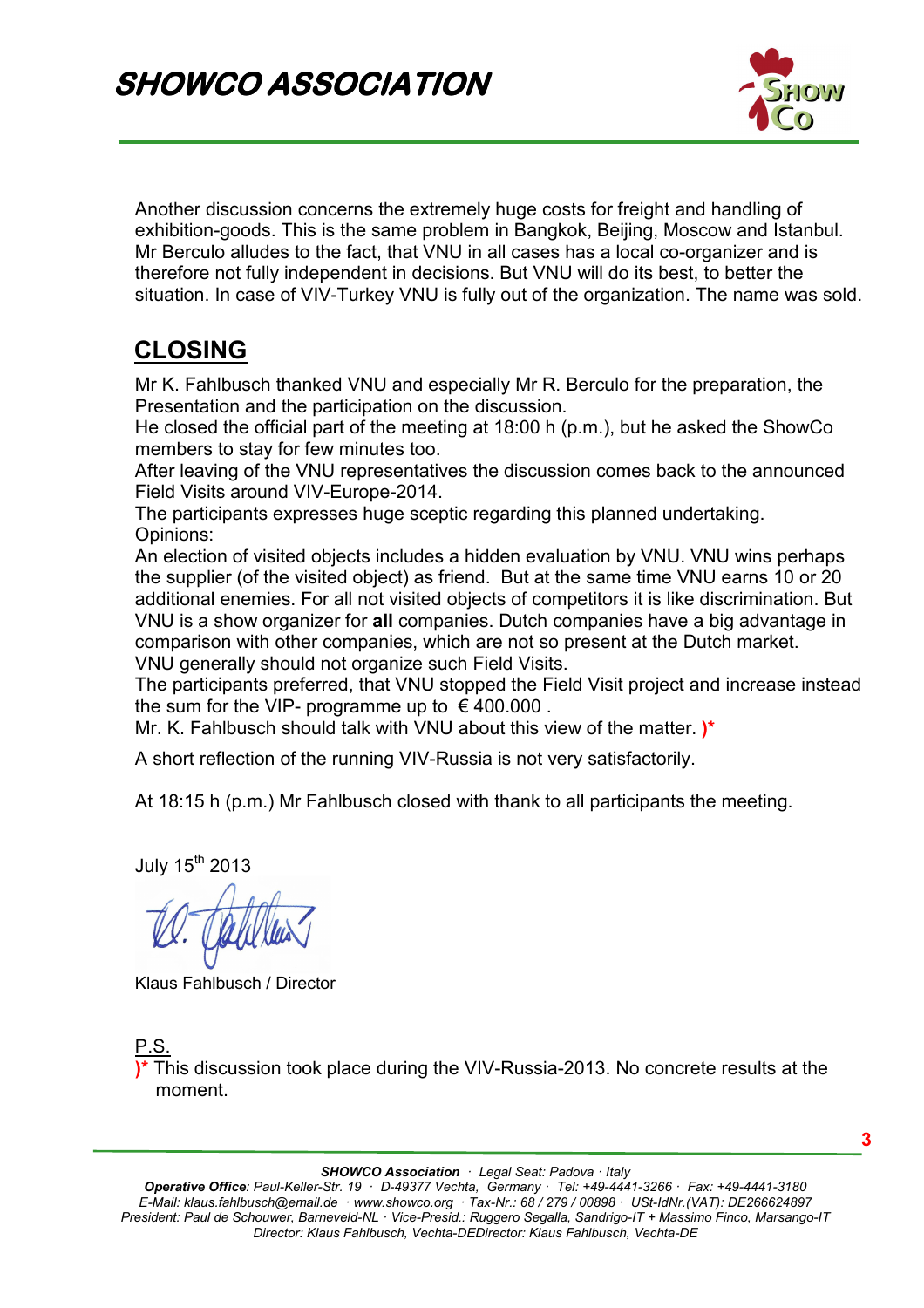Another discussion concerns the extremely huge costs for freight and handling of exhibition-goods. This is the same problem in Bangkok, Beijing, Moscow and Istanbul. Mr Berculo alludes to the fact, that VNU in all cases has a local co-organizer and is therefore not fully independent in decisions. But VNU will do its best, to better the situation. In case of VIV-Turkey VNU is fully out of the organization. The name was sold.

## CLOSING

Mr K. Fahlbusch thanked VNU and especially Mr R. Berculo for the preparation, the Presentation and the participation on the discussion.
He closed the official part of the meeting at 18:00 h (p.m.), but he asked the ShowCo members to stay for few minutes too.
After leaving of the VNU representatives the discussion comes back to the announced Field Visits around VIV-Europe-2014.
The participants expresses huge sceptic regarding this planned undertaking.
Opinions:
An election of visited objects includes a hidden evaluation by VNU. VNU wins perhaps the supplier (of the visited object) as friend. But at the same time VNU earns 10 or 20 additional enemies. For all not visited objects of competitors it is like discrimination. But VNU is a show organizer for **all** companies. Dutch companies have a big advantage in comparison with other companies, which are not so present at the Dutch market.
VNU generally should not organize such Field Visits.
The participants preferred, that VNU stopped the Field Visit project and increase instead the sum for the VIP- programme up to € 400.000 .
Mr. K. Fahlbusch should talk with VNU about this view of the matter. )*

A short reflection of the running VIV-Russia is not very satisfactorily.

At 18:15 h (p.m.) Mr Fahlbusch closed with thank to all participants the meeting.

July 15th 2013

Klaus Fahlbusch / Director

P.S.
)* This discussion took place during the VIV-Russia-2013. No concrete results at the moment.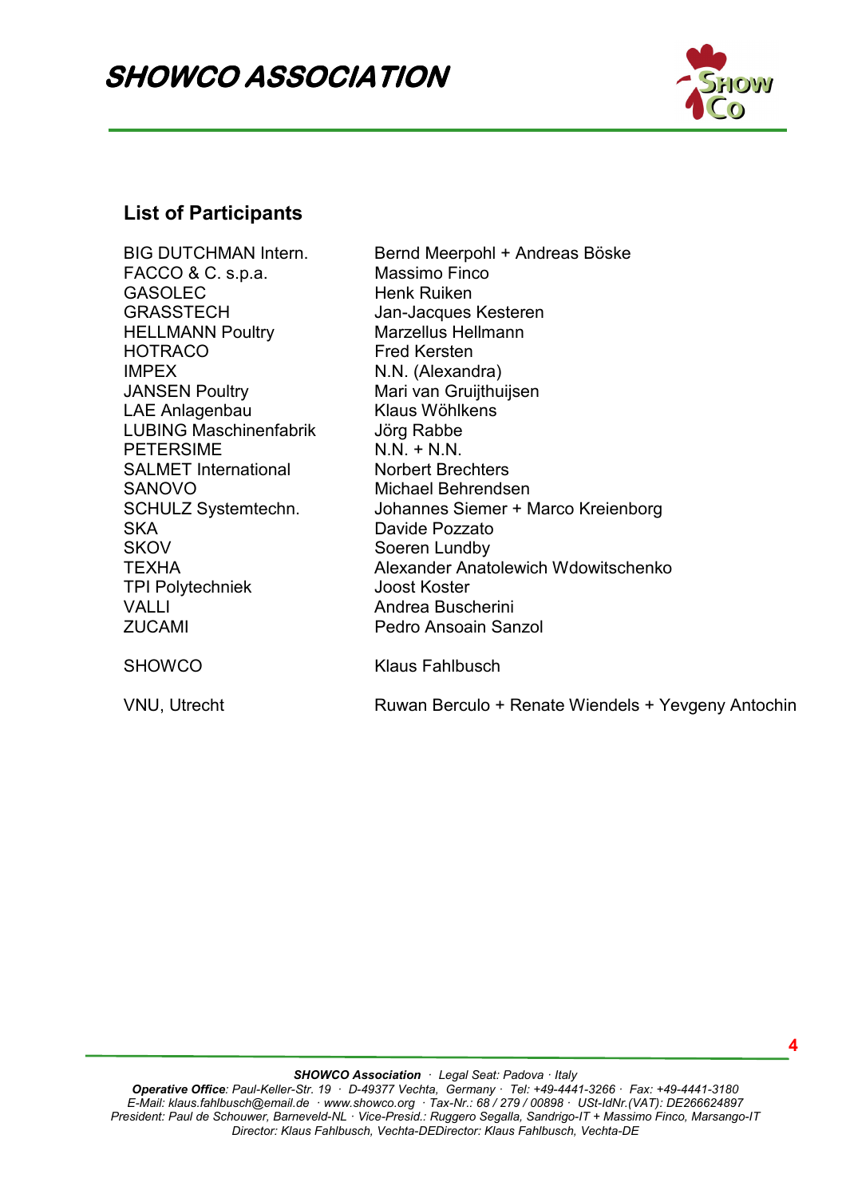## List of Participants

| | |
|---|---|
| BIG DUTCHMAN Intern. | Bernd Meerpohl + Andreas Böske |
| FACCO & C. s.p.a. | Massimo Finco |
| GASOLEC | Henk Ruiken |
| GRASSTECH | Jan-Jacques Kesteren |
| HELLMANN Poultry | Marzellus Hellmann |
| HOTRACO | Fred Kersten |
| IMPEX | N.N. (Alexandra) |
| JANSEN Poultry | Mari van Gruijthuijsen |
| LAE Anlagenbau | Klaus Wöhlkens |
| LUBING Maschinenfabrik | Jörg Rabbe |
| PETERSIME | N.N. + N.N. |
| SALMET International | Norbert Brechters |
| SANOVO | Michael Behrendsen |
| SCHULZ Systemtechn. | Johannes Siemer + Marco Kreienborg |
| SKA | Davide Pozzato |
| SKOV | Soeren Lundby |
| TEXHA | Alexander Anatolewich Wdowitschenko |
| TPI Polytechniek | Joost Koster |
| VALLI | Andrea Buscherini |
| ZUCAMI | Pedro Ansoain Sanzol |
| SHOWCO | Klaus Fahlbusch |
| VNU, Utrecht | Ruwan Berculo + Renate Wiendels + Yevgeny Antochin |